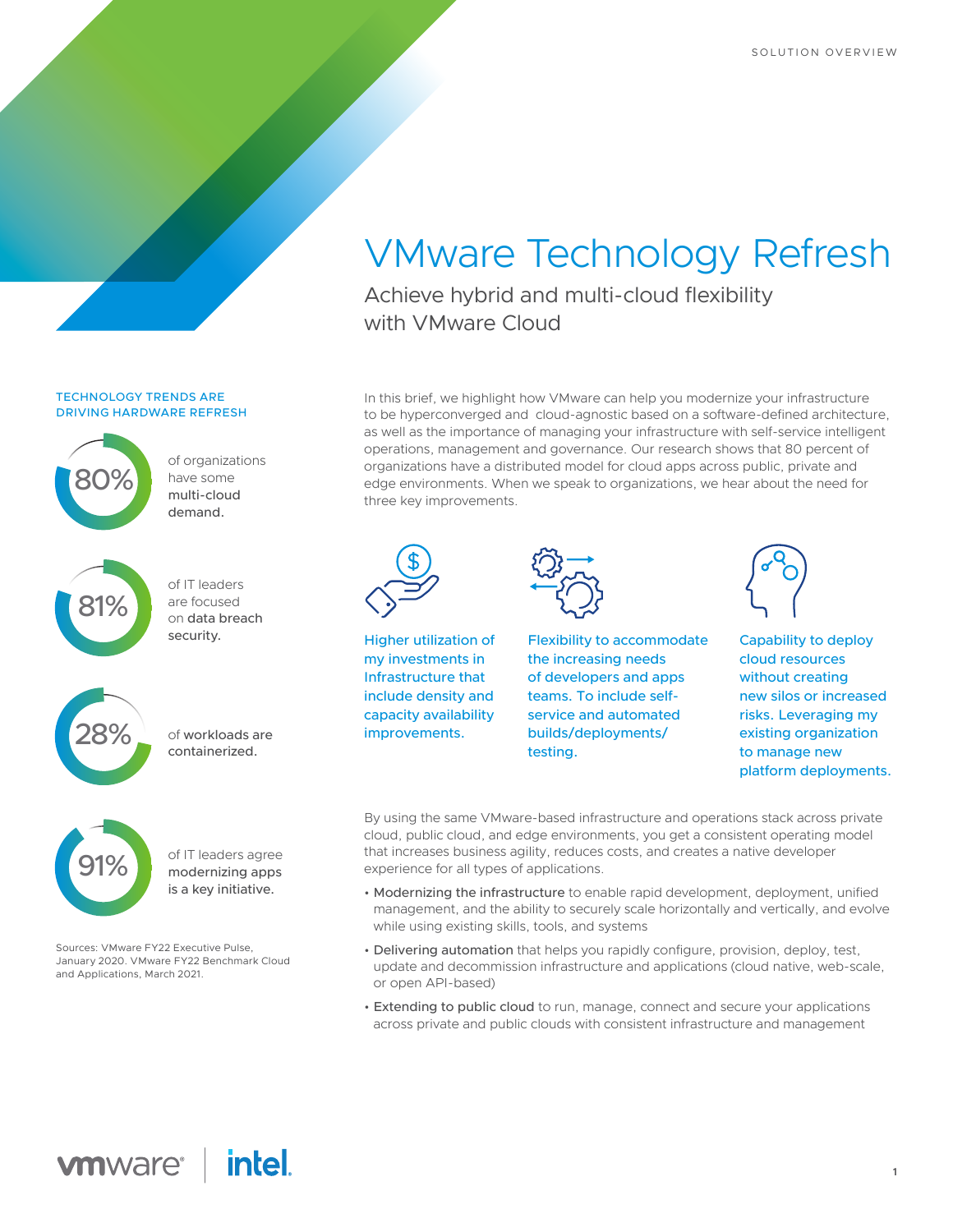SOLUTION OVERVIEW

# VMware Technology Refresh

## Achieve hybrid and multi-cloud flexibility with VMware Cloud

### TECHNOLOGY TRENDS ARE DRIVING HARDWARE REFRESH

**80%** of organizations have some **multi-cloud demand.**

**81%** of IT leaders are focused on **data breach security.**

**28%** of **workloads are containerized.**

**91%** of IT leaders agree **modernizing apps is a key initiative.**

Sources: VMware FY22 Executive Pulse, January 2020. VMware FY22 Benchmark Cloud and Applications, March 2021.

In this brief, we highlight how VMware can help you modernize your infrastructure to be hyperconverged and cloud-agnostic based on a software-defined architecture, as well as the importance of managing your infrastructure with self-service intelligent operations, management and governance. Our research shows that 80 percent of organizations have a distributed model for cloud apps across public, private and edge environments. When we speak to organizations, we hear about the need for three key improvements.

Higher utilization of my investments in Infrastructure that include density and capacity availability improvements.

Flexibility to accommodate the increasing needs of developers and apps teams. To include self-service and automated builds/deployments/testing.

Capability to deploy cloud resources without creating new silos or increased risks. Leveraging my existing organization to manage new platform deployments.

By using the same VMware-based infrastructure and operations stack across private cloud, public cloud, and edge environments, you get a consistent operating model that increases business agility, reduces costs, and creates a native developer experience for all types of applications.

- **Modernizing the infrastructure** to enable rapid development, deployment, unified management, and the ability to securely scale horizontally and vertically, and evolve while using existing skills, tools, and systems
- **Delivering automation** that helps you rapidly configure, provision, deploy, test, update and decommission infrastructure and applications (cloud native, web-scale, or open API-based)
- **Extending to public cloud** to run, manage, connect and secure your applications across private and public clouds with consistent infrastructure and management

vmware | intel.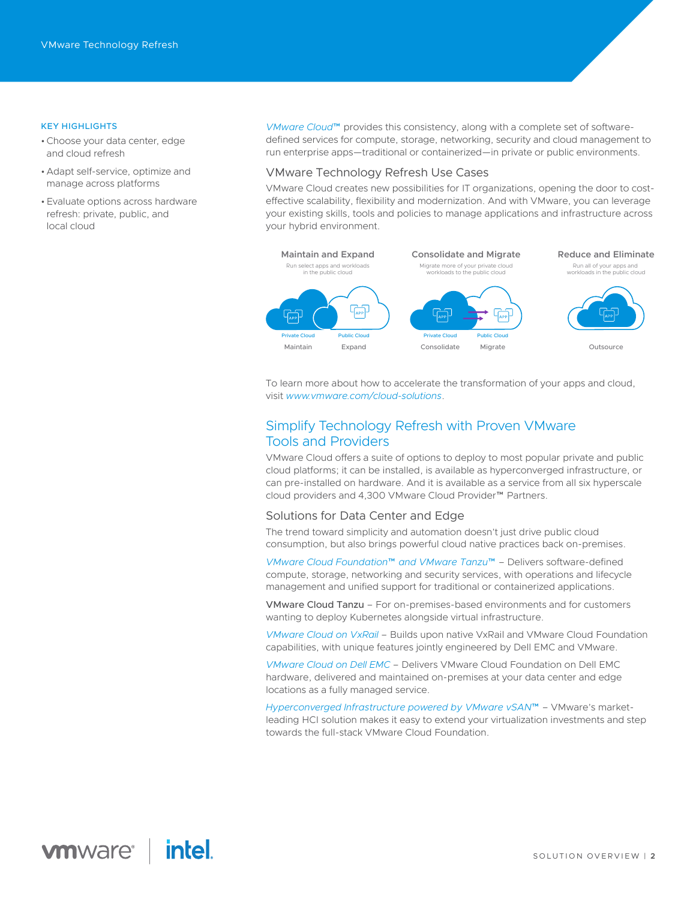**KEY HIGHLIGHTS**

- Choose your data center, edge and cloud refresh
- Adapt self-service, optimize and manage across platforms
- Evaluate options across hardware refresh: private, public, and local cloud

*VMware Cloud*™ provides this consistency, along with a complete set of software-defined services for compute, storage, networking, security and cloud management to run enterprise apps—traditional or containerized—in private or public environments.

### VMware Technology Refresh Use Cases

VMware Cloud creates new possibilities for IT organizations, opening the door to cost-effective scalability, flexibility and modernization. And with VMware, you can leverage your existing skills, tools and policies to manage applications and infrastructure across your hybrid environment.

**Maintain and Expand**
Run select apps and workloads in the public cloud
Private Cloud – Maintain | Public Cloud – Expand

**Consolidate and Migrate**
Migrate more of your private cloud workloads to the public cloud
Private Cloud – Consolidate | Public Cloud – Migrate

**Reduce and Eliminate**
Run all of your apps and workloads in the public cloud
Outsource

To learn more about how to accelerate the transformation of your apps and cloud, visit *www.vmware.com/cloud-solutions*.

## Simplify Technology Refresh with Proven VMware Tools and Providers

VMware Cloud offers a suite of options to deploy to most popular private and public cloud platforms; it can be installed, is available as hyperconverged infrastructure, or can pre-installed on hardware. And it is available as a service from all six hyperscale cloud providers and 4,300 VMware Cloud Provider™ Partners.

### Solutions for Data Center and Edge

The trend toward simplicity and automation doesn't just drive public cloud consumption, but also brings powerful cloud native practices back on-premises.

*VMware Cloud Foundation™ and VMware Tanzu™* – Delivers software-defined compute, storage, networking and security services, with operations and lifecycle management and unified support for traditional or containerized applications.

VMware Cloud Tanzu – For on-premises-based environments and for customers wanting to deploy Kubernetes alongside virtual infrastructure.

*VMware Cloud on VxRail* – Builds upon native VxRail and VMware Cloud Foundation capabilities, with unique features jointly engineered by Dell EMC and VMware.

*VMware Cloud on Dell EMC* – Delivers VMware Cloud Foundation on Dell EMC hardware, delivered and maintained on-premises at your data center and edge locations as a fully managed service.

*Hyperconverged Infrastructure powered by VMware vSAN™* – VMware's market-leading HCI solution makes it easy to extend your virtualization investments and step towards the full-stack VMware Cloud Foundation.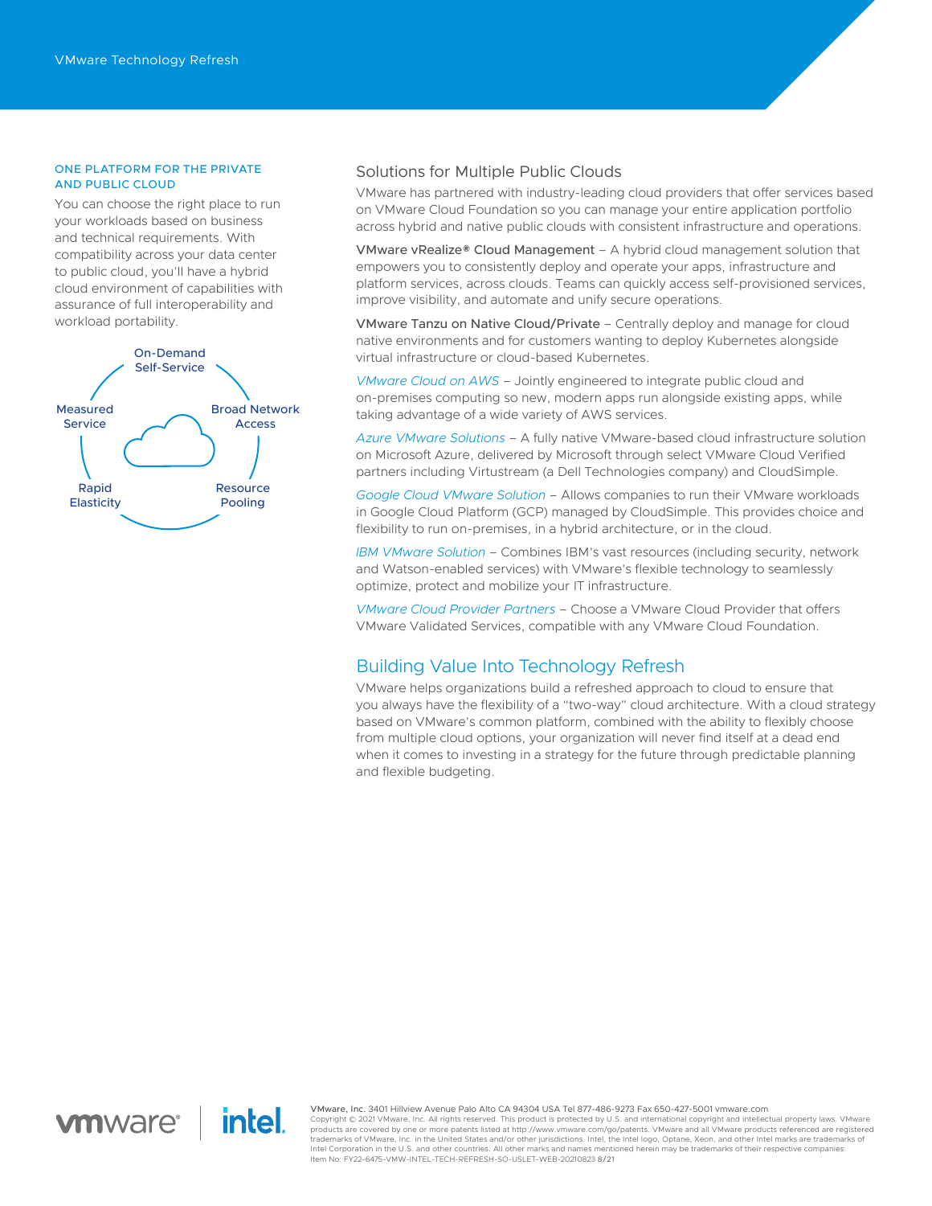## ONE PLATFORM FOR THE PRIVATE AND PUBLIC CLOUD

You can choose the right place to run your workloads based on business and technical requirements. With compatibility across your data center to public cloud, you'll have a hybrid cloud environment of capabilities with assurance of full interoperability and workload portability.

On-Demand Self-Service

Broad Network Access

Resource Pooling

Rapid Elasticity

Measured Service

### Solutions for Multiple Public Clouds

VMware has partnered with industry-leading cloud providers that offer services based on VMware Cloud Foundation so you can manage your entire application portfolio across hybrid and native public clouds with consistent infrastructure and operations.

VMware vRealize® Cloud Management – A hybrid cloud management solution that empowers you to consistently deploy and operate your apps, infrastructure and platform services, across clouds. Teams can quickly access self-provisioned services, improve visibility, and automate and unify secure operations.

VMware Tanzu on Native Cloud/Private – Centrally deploy and manage for cloud native environments and for customers wanting to deploy Kubernetes alongside virtual infrastructure or cloud-based Kubernetes.

*VMware Cloud on AWS* – Jointly engineered to integrate public cloud and on-premises computing so new, modern apps run alongside existing apps, while taking advantage of a wide variety of AWS services.

*Azure VMware Solutions* – A fully native VMware-based cloud infrastructure solution on Microsoft Azure, delivered by Microsoft through select VMware Cloud Verified partners including Virtustream (a Dell Technologies company) and CloudSimple.

*Google Cloud VMware Solution* – Allows companies to run their VMware workloads in Google Cloud Platform (GCP) managed by CloudSimple. This provides choice and flexibility to run on-premises, in a hybrid architecture, or in the cloud.

*IBM VMware Solution* – Combines IBM's vast resources (including security, network and Watson-enabled services) with VMware's flexible technology to seamlessly optimize, protect and mobilize your IT infrastructure.

*VMware Cloud Provider Partners* – Choose a VMware Cloud Provider that offers VMware Validated Services, compatible with any VMware Cloud Foundation.

## Building Value Into Technology Refresh

VMware helps organizations build a refreshed approach to cloud to ensure that you always have the flexibility of a "two-way" cloud architecture. With a cloud strategy based on VMware's common platform, combined with the ability to flexibly choose from multiple cloud options, your organization will never find itself at a dead end when it comes to investing in a strategy for the future through predictable planning and flexible budgeting.

vmware | intel.

VMware, Inc. 3401 Hillview Avenue Palo Alto CA 94304 USA Tel 877-486-9273 Fax 650-427-5001 vmware.com
Copyright © 2021 VMware, Inc. All rights reserved. This product is protected by U.S. and international copyright and intellectual property laws. VMware products are covered by one or more patents listed at http://www.vmware.com/go/patents. VMware and all VMware products referenced are registered trademarks of VMware, Inc. in the United States and/or other jurisdictions. Intel, the Intel logo, Optane, Xeon, and other Intel marks are trademarks of Intel Corporation in the U.S. and other countries. All other marks and names mentioned herein may be trademarks of their respective companies.
Item No: FY22-6475-VMW-INTEL-TECH-REFRESH-SO-USLET-WEB-20210823 8/21